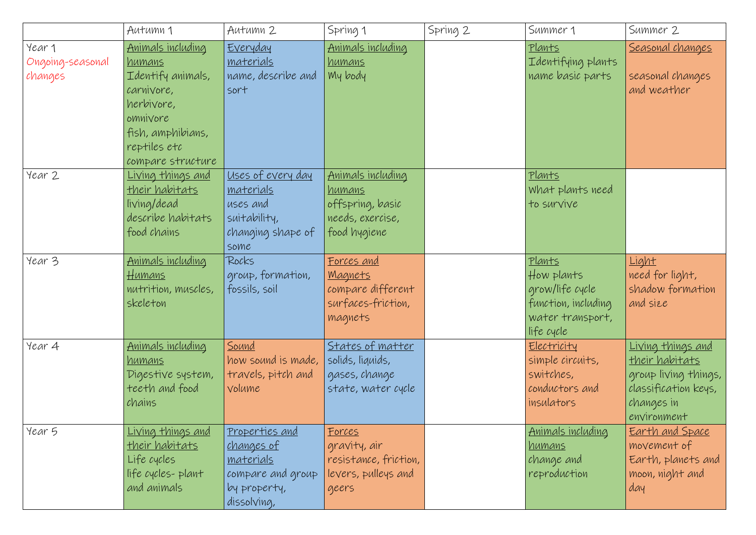| | Autumn 1 | Autumn 2 | Spring 1 | Spring 2 | Summer 1 | Summer 2 |
|---|---|---|---|---|---|---|
| Year 1<br>Ongoing-seasonal changes | <u>Animals including humans</u><br>Identify animals, carnivore, herbivore, omnivore<br>fish, amphibians, reptiles etc<br>compare structure | <u>Everyday materials</u><br>name, describe and sort | <u>Animals including humans</u><br>My body | | <u>Plants</u><br>Identifying plants<br>name basic parts | <u>Seasonal changes</u><br><br>seasonal changes and weather |
| Year 2 | <u>Living things and their habitats</u><br>living/dead<br>describe habitats<br>food chains | <u>Uses of every day materials</u><br>uses and suitability, changing shape of some | <u>Animals including humans</u><br>offspring, basic needs, exercise, food hygiene | | <u>Plants</u><br>What plants need to survive | |
| Year 3 | <u>Animals including Humans</u><br>nutrition, muscles, skeleton | Rocks<br>group, formation, fossils, soil | <u>Forces and Magnets</u><br>compare different surfaces-friction, magnets | | <u>Plants</u><br>How plants grow/life cycle function, including water transport, life cycle | <u>Light</u><br>need for light, shadow formation and size |
| Year 4 | <u>Animals including humans</u><br>Digestive system, teeth and food chains | <u>Sound</u><br>how sound is made, travels, pitch and volume | <u>States of matter</u><br>solids, liquids, gases, change state, water cycle | | <u>Electricity</u><br>simple circuits, switches, conductors and insulators | <u>Living things and their habitats</u><br>group living things, classification keys, changes in environment |
| Year 5 | <u>Living things and their habitats</u><br>Life cycles<br>life cycles- plant and animals | <u>Properties and changes of materials</u><br>compare and group by property, dissolving, | <u>Forces</u><br>gravity, air resistance, friction, levers, pulleys and geers | | <u>Animals including humans</u><br>change and reproduction | <u>Earth and Space</u><br>movement of Earth, planets and moon, night and day |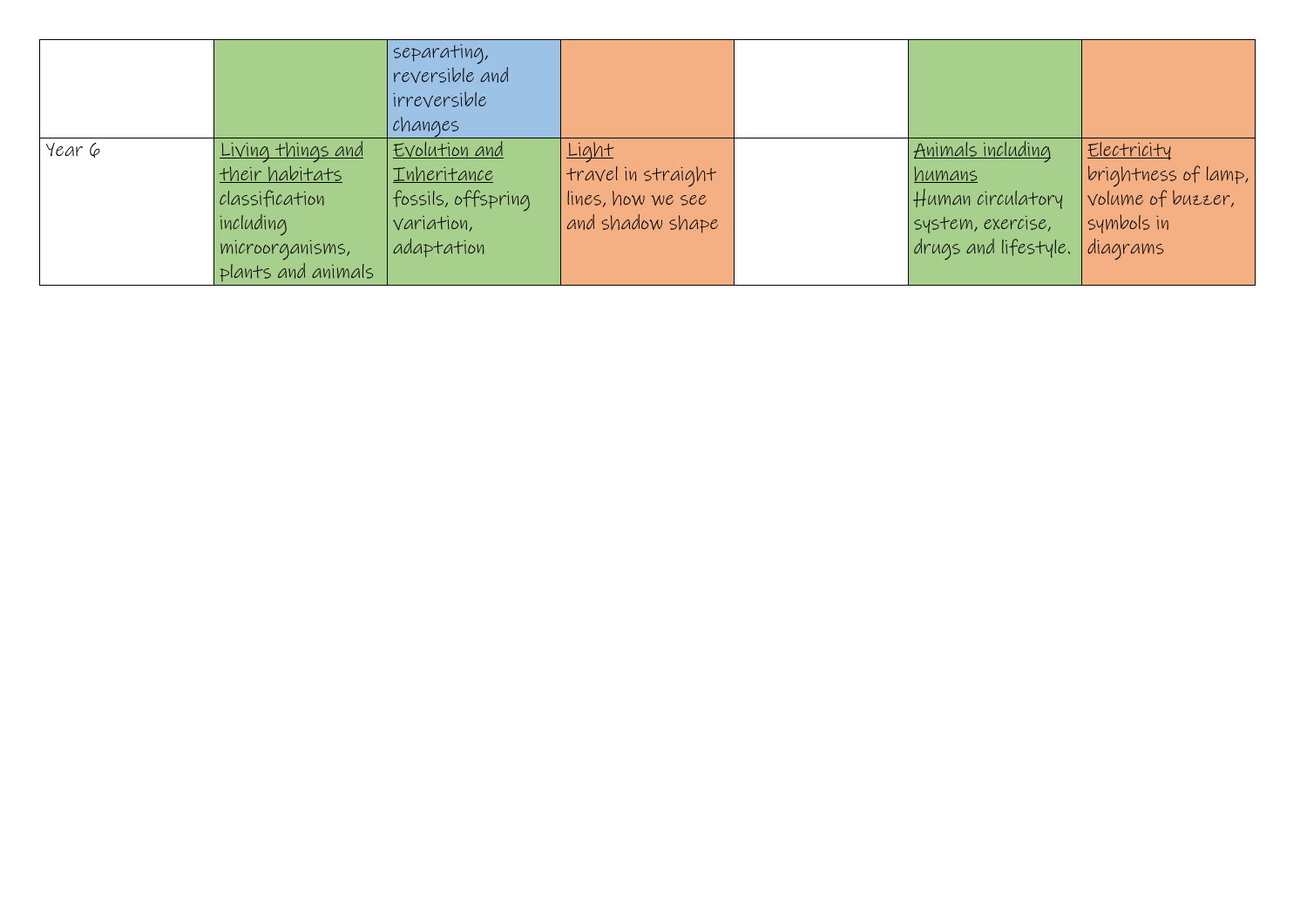| | | | | | | |
|---|---|---|---|---|---|---|
| | | separating, reversible and irreversible changes | | | | |
| Year 6 | Living things and their habitats classification including microorganisms, plants and animals | Evolution and Inheritance fossils, offspring variation, adaptation | Light travel in straight lines, how we see and shadow shape | | Animals including humans Human circulatory system, exercise, drugs and lifestyle. | Electricity brightness of lamp, volume of buzzer, symbols in diagrams |